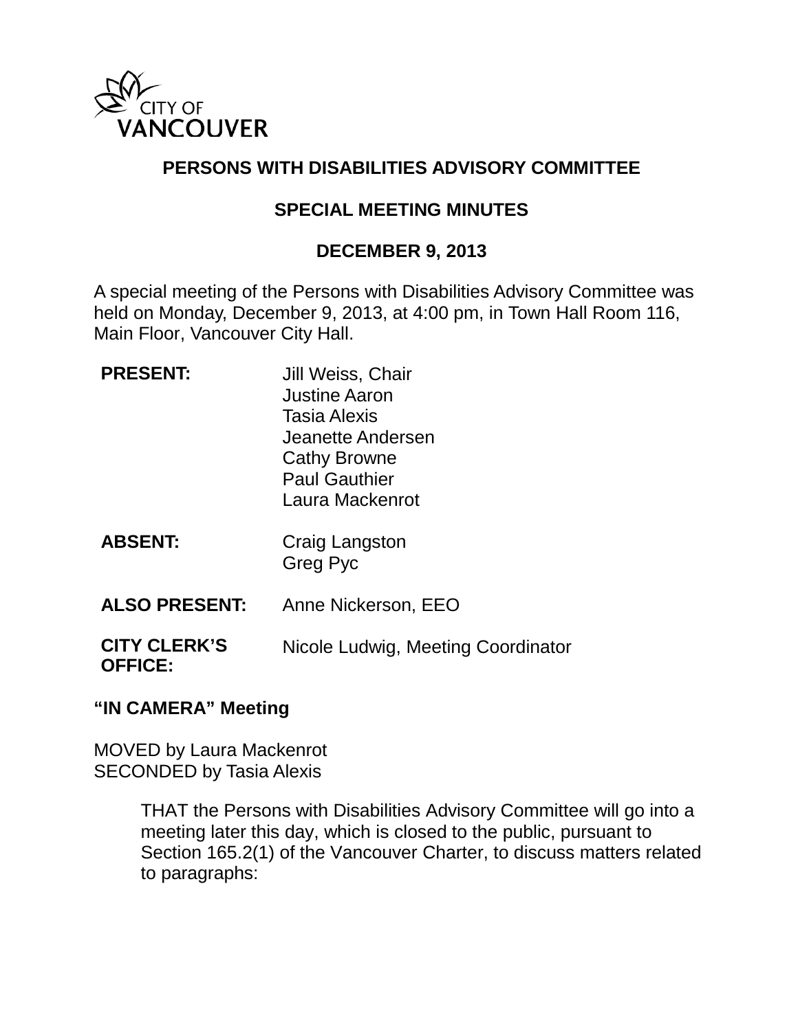CITY OF VANCOUVER

# PERSONS WITH DISABILITIES ADVISORY COMMITTEE

## SPECIAL MEETING MINUTES

## DECEMBER 9, 2013

A special meeting of the Persons with Disabilities Advisory Committee was held on Monday, December 9, 2013, at 4:00 pm, in Town Hall Room 116, Main Floor, Vancouver City Hall.

| | |
|---|---|
| **PRESENT:** | Jill Weiss, Chair<br>Justine Aaron<br>Tasia Alexis<br>Jeanette Andersen<br>Cathy Browne<br>Paul Gauthier<br>Laura Mackenrot |
| **ABSENT:** | Craig Langston<br>Greg Pyc |
| **ALSO PRESENT:** | Anne Nickerson, EEO |
| **CITY CLERK'S OFFICE:** | Nicole Ludwig, Meeting Coordinator |

**"IN CAMERA" Meeting**

MOVED by Laura Mackenrot
SECONDED by Tasia Alexis

> THAT the Persons with Disabilities Advisory Committee will go into a meeting later this day, which is closed to the public, pursuant to Section 165.2(1) of the Vancouver Charter, to discuss matters related to paragraphs: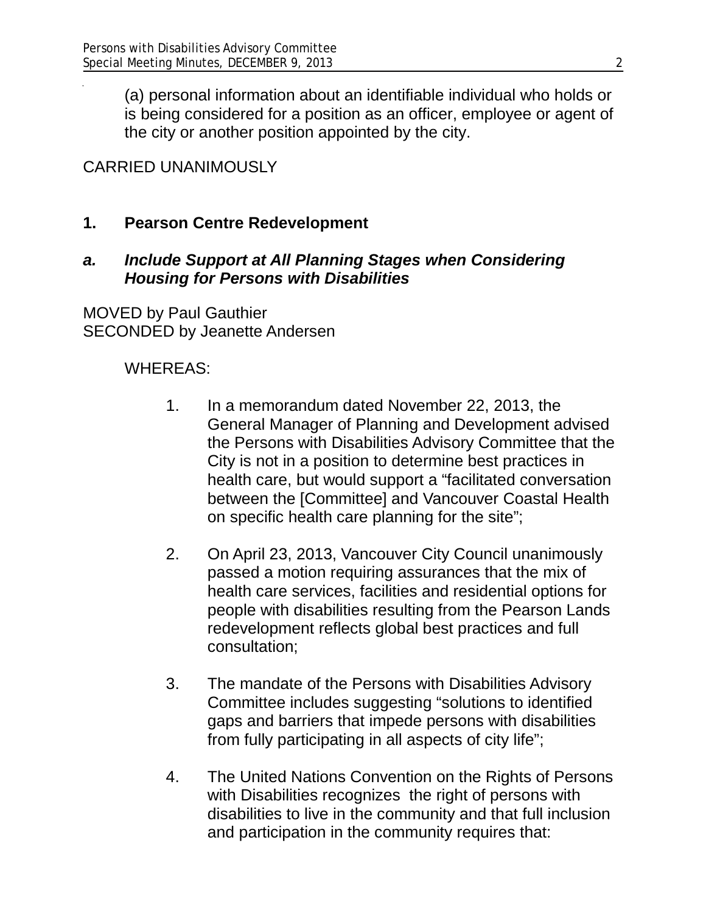(a) personal information about an identifiable individual who holds or is being considered for a position as an officer, employee or agent of the city or another position appointed by the city.

CARRIED UNANIMOUSLY

**1. Pearson Centre Redevelopment**

***a. Include Support at All Planning Stages when Considering Housing for Persons with Disabilities***

MOVED by Paul Gauthier
SECONDED by Jeanette Andersen

WHEREAS:

1. In a memorandum dated November 22, 2013, the General Manager of Planning and Development advised the Persons with Disabilities Advisory Committee that the City is not in a position to determine best practices in health care, but would support a "facilitated conversation between the [Committee] and Vancouver Coastal Health on specific health care planning for the site";

2. On April 23, 2013, Vancouver City Council unanimously passed a motion requiring assurances that the mix of health care services, facilities and residential options for people with disabilities resulting from the Pearson Lands redevelopment reflects global best practices and full consultation;

3. The mandate of the Persons with Disabilities Advisory Committee includes suggesting "solutions to identified gaps and barriers that impede persons with disabilities from fully participating in all aspects of city life";

4. The United Nations Convention on the Rights of Persons with Disabilities recognizes the right of persons with disabilities to live in the community and that full inclusion and participation in the community requires that: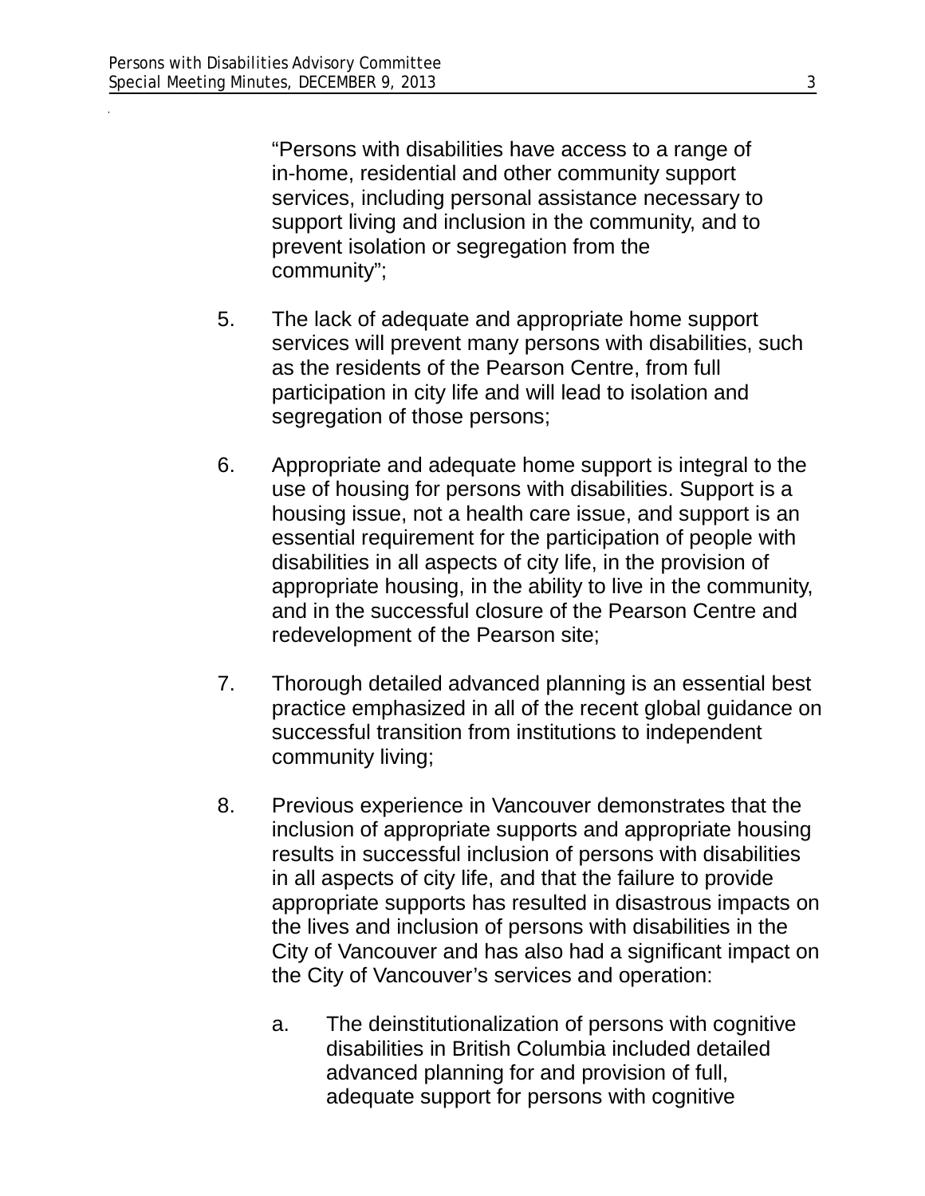"Persons with disabilities have access to a range of in-home, residential and other community support services, including personal assistance necessary to support living and inclusion in the community, and to prevent isolation or segregation from the community";

5. The lack of adequate and appropriate home support services will prevent many persons with disabilities, such as the residents of the Pearson Centre, from full participation in city life and will lead to isolation and segregation of those persons;

6. Appropriate and adequate home support is integral to the use of housing for persons with disabilities. Support is a housing issue, not a health care issue, and support is an essential requirement for the participation of people with disabilities in all aspects of city life, in the provision of appropriate housing, in the ability to live in the community, and in the successful closure of the Pearson Centre and redevelopment of the Pearson site;

7. Thorough detailed advanced planning is an essential best practice emphasized in all of the recent global guidance on successful transition from institutions to independent community living;

8. Previous experience in Vancouver demonstrates that the inclusion of appropriate supports and appropriate housing results in successful inclusion of persons with disabilities in all aspects of city life, and that the failure to provide appropriate supports has resulted in disastrous impacts on the lives and inclusion of persons with disabilities in the City of Vancouver and has also had a significant impact on the City of Vancouver's services and operation:

   a. The deinstitutionalization of persons with cognitive disabilities in British Columbia included detailed advanced planning for and provision of full, adequate support for persons with cognitive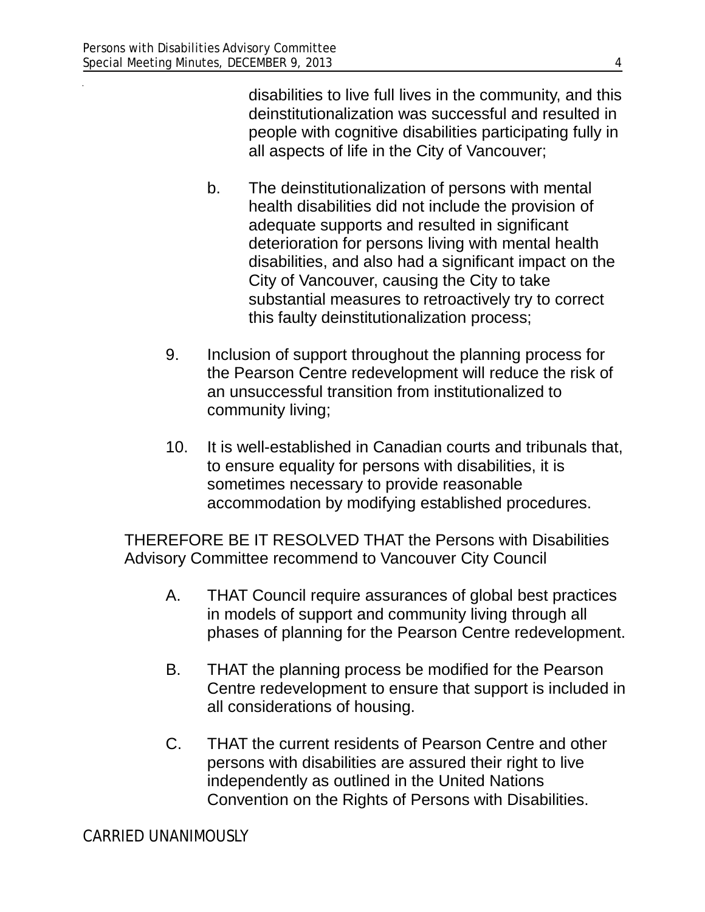disabilities to live full lives in the community, and this deinstitutionalization was successful and resulted in people with cognitive disabilities participating fully in all aspects of life in the City of Vancouver;

b. The deinstitutionalization of persons with mental health disabilities did not include the provision of adequate supports and resulted in significant deterioration for persons living with mental health disabilities, and also had a significant impact on the City of Vancouver, causing the City to take substantial measures to retroactively try to correct this faulty deinstitutionalization process;

9. Inclusion of support throughout the planning process for the Pearson Centre redevelopment will reduce the risk of an unsuccessful transition from institutionalized to community living;

10. It is well-established in Canadian courts and tribunals that, to ensure equality for persons with disabilities, it is sometimes necessary to provide reasonable accommodation by modifying established procedures.

THEREFORE BE IT RESOLVED THAT the Persons with Disabilities Advisory Committee recommend to Vancouver City Council

A. THAT Council require assurances of global best practices in models of support and community living through all phases of planning for the Pearson Centre redevelopment.

B. THAT the planning process be modified for the Pearson Centre redevelopment to ensure that support is included in all considerations of housing.

C. THAT the current residents of Pearson Centre and other persons with disabilities are assured their right to live independently as outlined in the United Nations Convention on the Rights of Persons with Disabilities.

CARRIED UNANIMOUSLY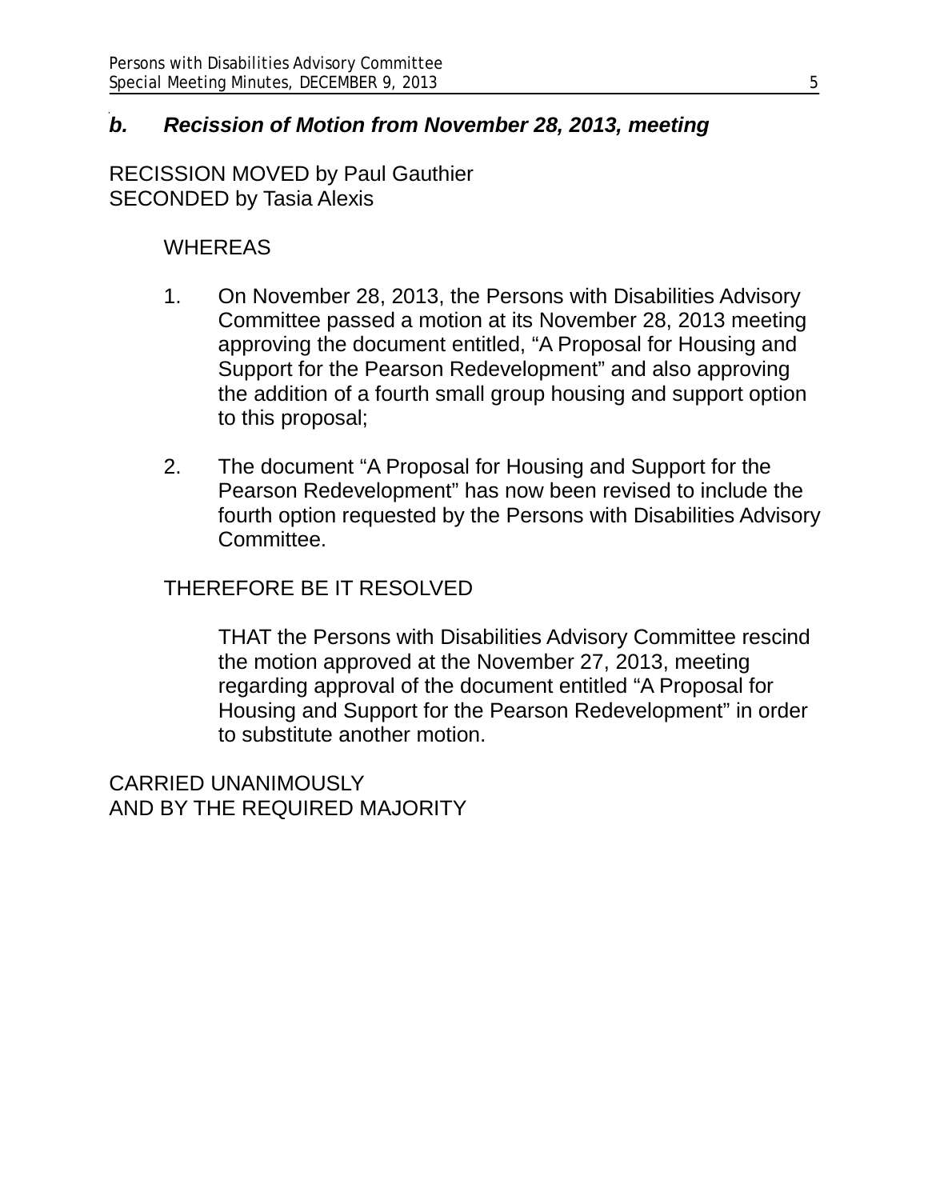### *b. Recission of Motion from November 28, 2013, meeting*

RECISSION MOVED by Paul Gauthier
SECONDED by Tasia Alexis

WHEREAS

1. On November 28, 2013, the Persons with Disabilities Advisory Committee passed a motion at its November 28, 2013 meeting approving the document entitled, "A Proposal for Housing and Support for the Pearson Redevelopment" and also approving the addition of a fourth small group housing and support option to this proposal;

2. The document "A Proposal for Housing and Support for the Pearson Redevelopment" has now been revised to include the fourth option requested by the Persons with Disabilities Advisory Committee.

THEREFORE BE IT RESOLVED

THAT the Persons with Disabilities Advisory Committee rescind the motion approved at the November 27, 2013, meeting regarding approval of the document entitled "A Proposal for Housing and Support for the Pearson Redevelopment" in order to substitute another motion.

CARRIED UNANIMOUSLY
AND BY THE REQUIRED MAJORITY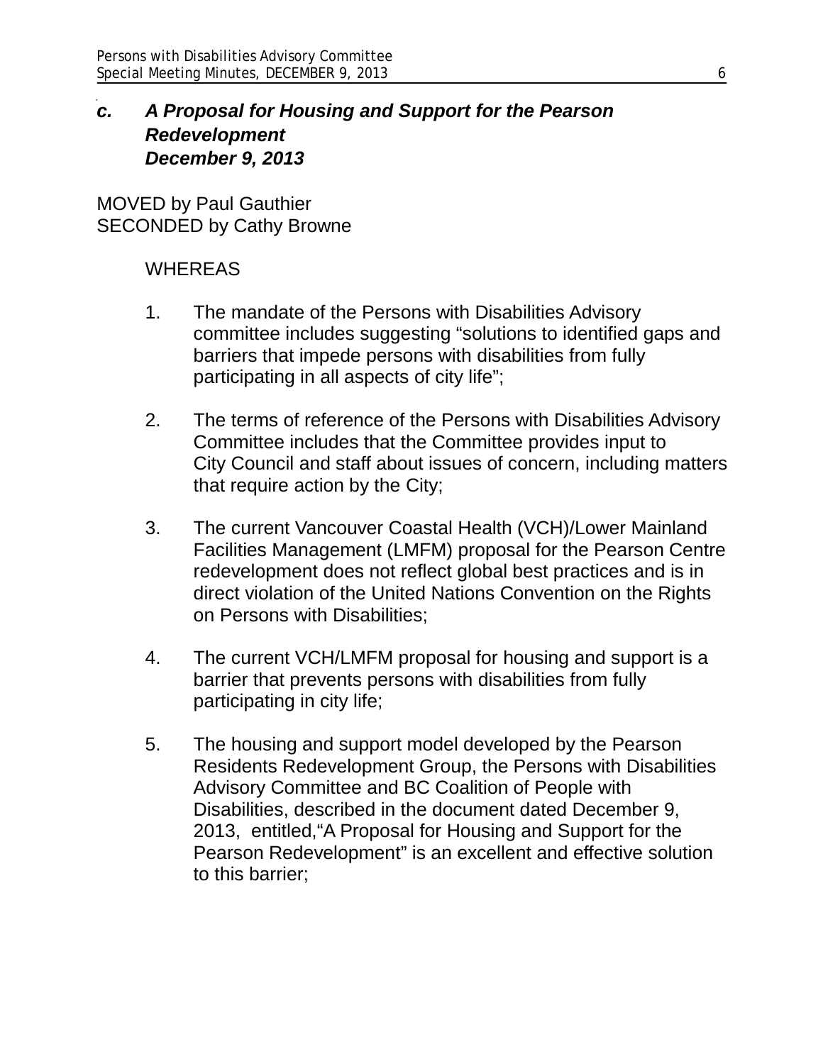### *c. A Proposal for Housing and Support for the Pearson Redevelopment December 9, 2013*

MOVED by Paul Gauthier
SECONDED by Cathy Browne

WHEREAS

1. The mandate of the Persons with Disabilities Advisory committee includes suggesting "solutions to identified gaps and barriers that impede persons with disabilities from fully participating in all aspects of city life";

2. The terms of reference of the Persons with Disabilities Advisory Committee includes that the Committee provides input to City Council and staff about issues of concern, including matters that require action by the City;

3. The current Vancouver Coastal Health (VCH)/Lower Mainland Facilities Management (LMFM) proposal for the Pearson Centre redevelopment does not reflect global best practices and is in direct violation of the United Nations Convention on the Rights on Persons with Disabilities;

4. The current VCH/LMFM proposal for housing and support is a barrier that prevents persons with disabilities from fully participating in city life;

5. The housing and support model developed by the Pearson Residents Redevelopment Group, the Persons with Disabilities Advisory Committee and BC Coalition of People with Disabilities, described in the document dated December 9, 2013, entitled,"A Proposal for Housing and Support for the Pearson Redevelopment" is an excellent and effective solution to this barrier;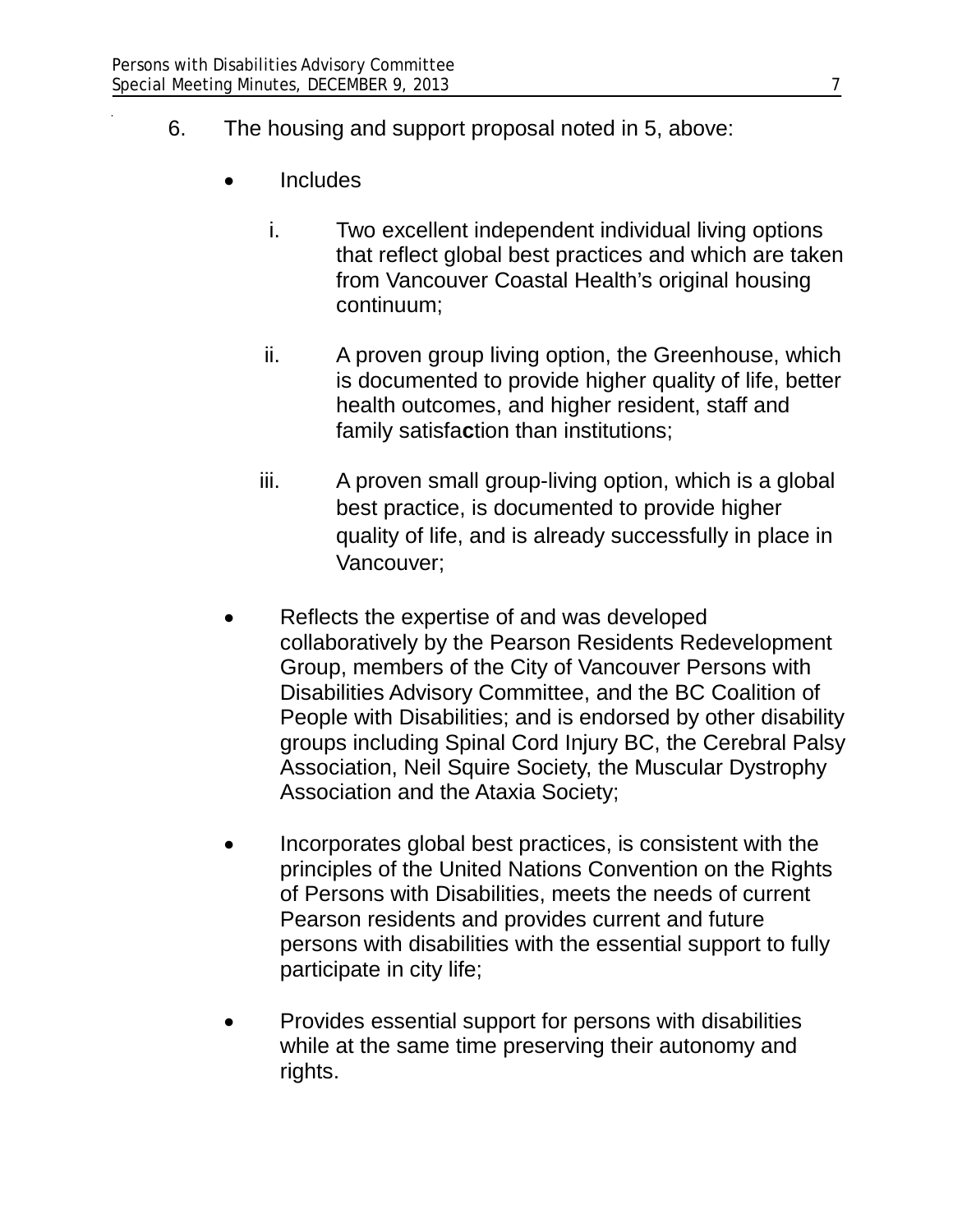6. The housing and support proposal noted in 5, above:

   - Includes

     i. Two excellent independent individual living options that reflect global best practices and which are taken from Vancouver Coastal Health's original housing continuum;

     ii. A proven group living option, the Greenhouse, which is documented to provide higher quality of life, better health outcomes, and higher resident, staff and family satisfaction than institutions;

     iii. A proven small group-living option, which is a global best practice, is documented to provide higher quality of life, and is already successfully in place in Vancouver;

   - Reflects the expertise of and was developed collaboratively by the Pearson Residents Redevelopment Group, members of the City of Vancouver Persons with Disabilities Advisory Committee, and the BC Coalition of People with Disabilities; and is endorsed by other disability groups including Spinal Cord Injury BC, the Cerebral Palsy Association, Neil Squire Society, the Muscular Dystrophy Association and the Ataxia Society;

   - Incorporates global best practices, is consistent with the principles of the United Nations Convention on the Rights of Persons with Disabilities, meets the needs of current Pearson residents and provides current and future persons with disabilities with the essential support to fully participate in city life;

   - Provides essential support for persons with disabilities while at the same time preserving their autonomy and rights.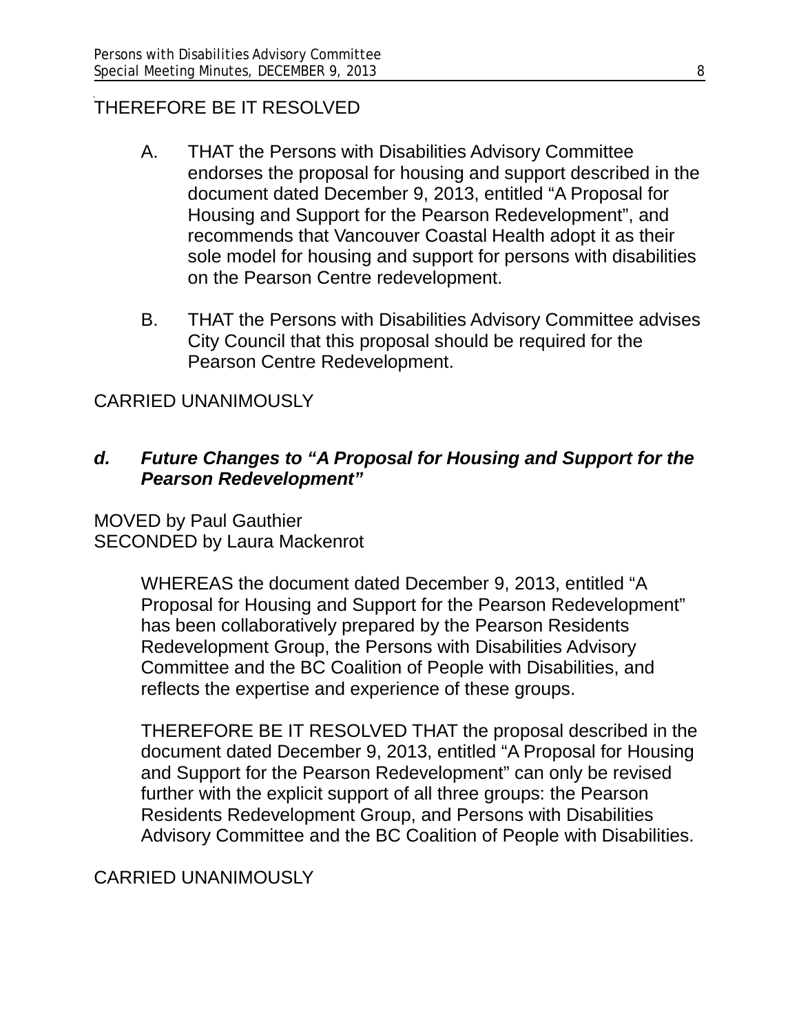THEREFORE BE IT RESOLVED

A. THAT the Persons with Disabilities Advisory Committee endorses the proposal for housing and support described in the document dated December 9, 2013, entitled "A Proposal for Housing and Support for the Pearson Redevelopment", and recommends that Vancouver Coastal Health adopt it as their sole model for housing and support for persons with disabilities on the Pearson Centre redevelopment.

B. THAT the Persons with Disabilities Advisory Committee advises City Council that this proposal should be required for the Pearson Centre Redevelopment.

CARRIED UNANIMOUSLY

### *d. Future Changes to "A Proposal for Housing and Support for the Pearson Redevelopment"*

MOVED by Paul Gauthier
SECONDED by Laura Mackenrot

WHEREAS the document dated December 9, 2013, entitled "A Proposal for Housing and Support for the Pearson Redevelopment" has been collaboratively prepared by the Pearson Residents Redevelopment Group, the Persons with Disabilities Advisory Committee and the BC Coalition of People with Disabilities, and reflects the expertise and experience of these groups.

THEREFORE BE IT RESOLVED THAT the proposal described in the document dated December 9, 2013, entitled "A Proposal for Housing and Support for the Pearson Redevelopment" can only be revised further with the explicit support of all three groups: the Pearson Residents Redevelopment Group, and Persons with Disabilities Advisory Committee and the BC Coalition of People with Disabilities.

CARRIED UNANIMOUSLY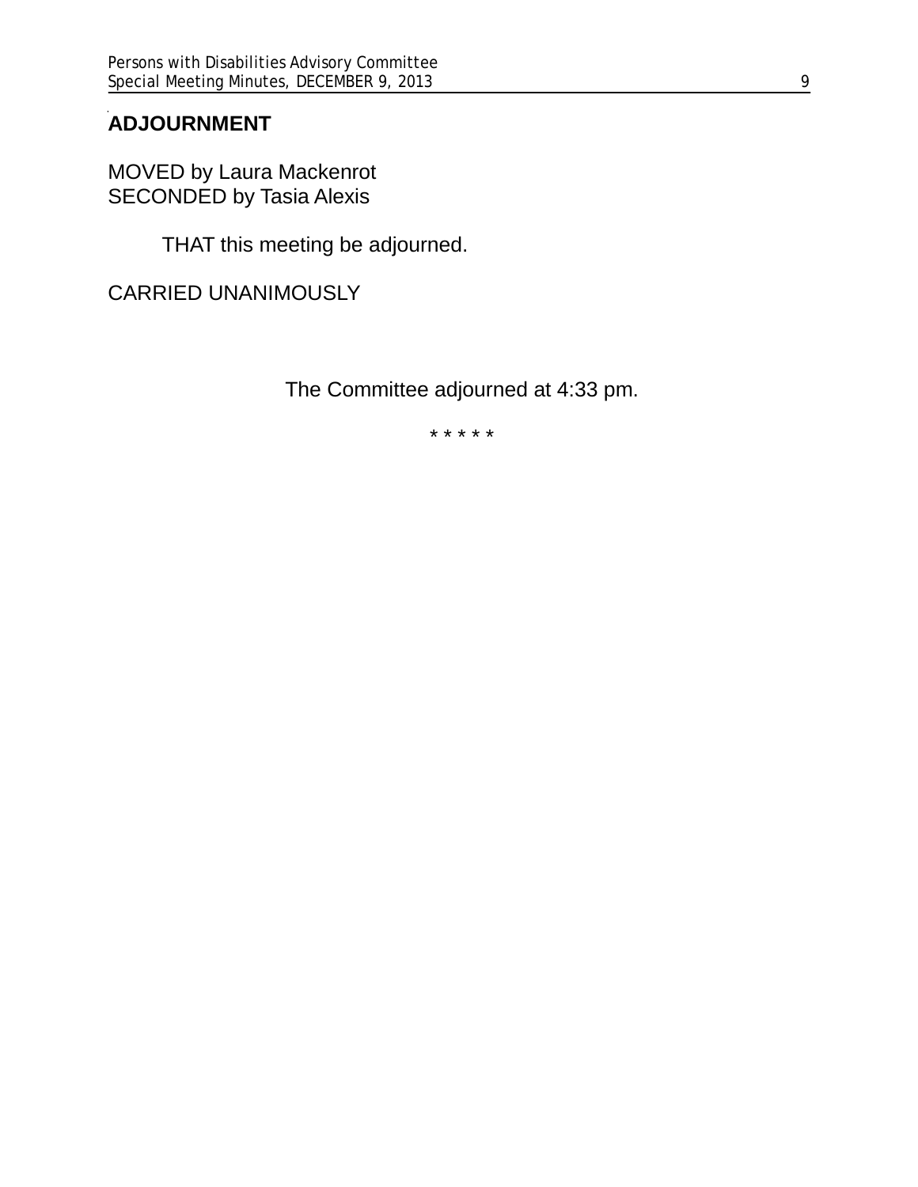## ADJOURNMENT

MOVED by Laura Mackenrot
SECONDED by Tasia Alexis

THAT this meeting be adjourned.

CARRIED UNANIMOUSLY

The Committee adjourned at 4:33 pm.

* * * * *